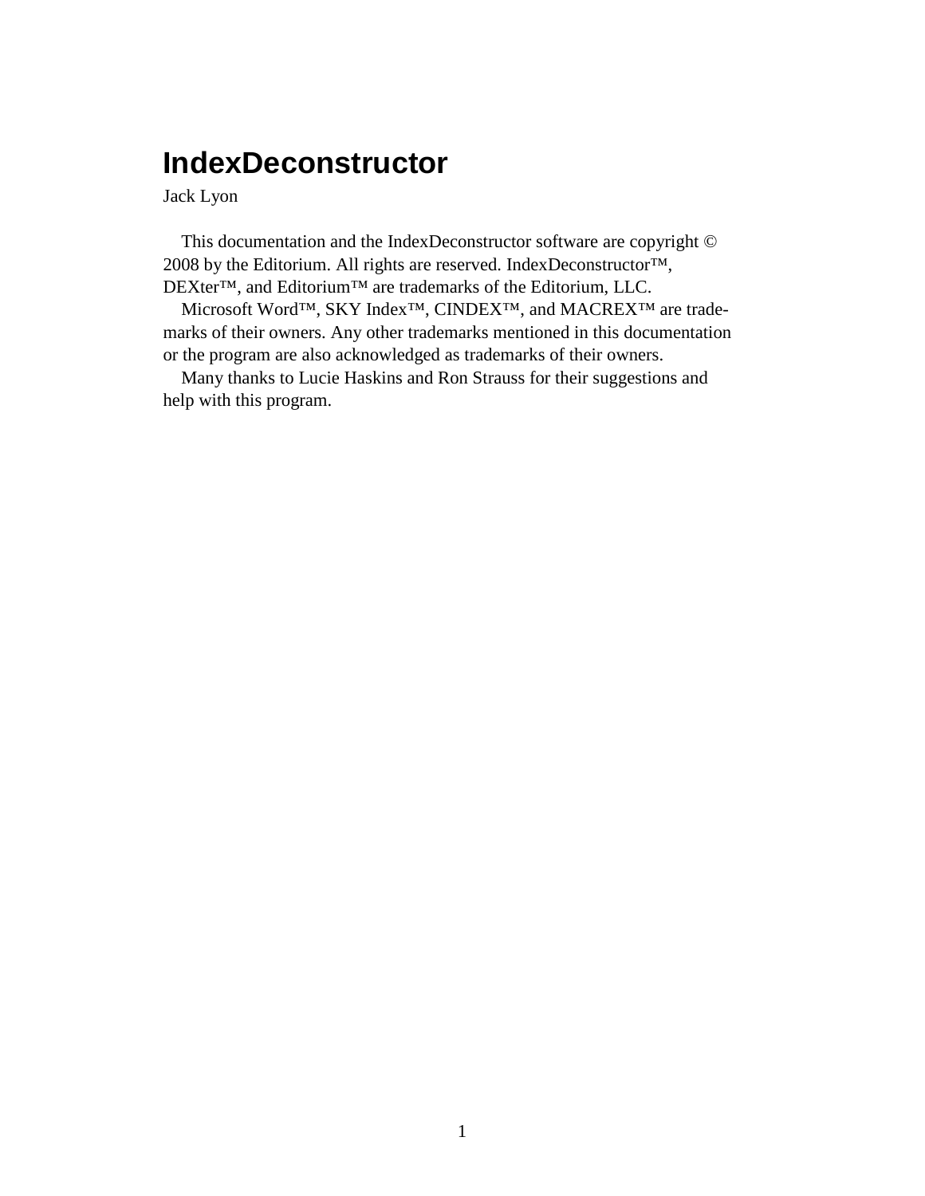# IndexDeconstructor

Jack Lyon

This documentation and the IndexDeconstructor software are copyright © 2008 by the Editorium. All rights are reserved. IndexDeconstructor™, DEXter™, and Editorium™ are trademarks of the Editorium, LLC.

Microsoft Word™, SKY Index™, CINDEX™, and MACREX™ are trademarks of their owners. Any other trademarks mentioned in this documentation or the program are also acknowledged as trademarks of their owners.

Many thanks to Lucie Haskins and Ron Strauss for their suggestions and help with this program.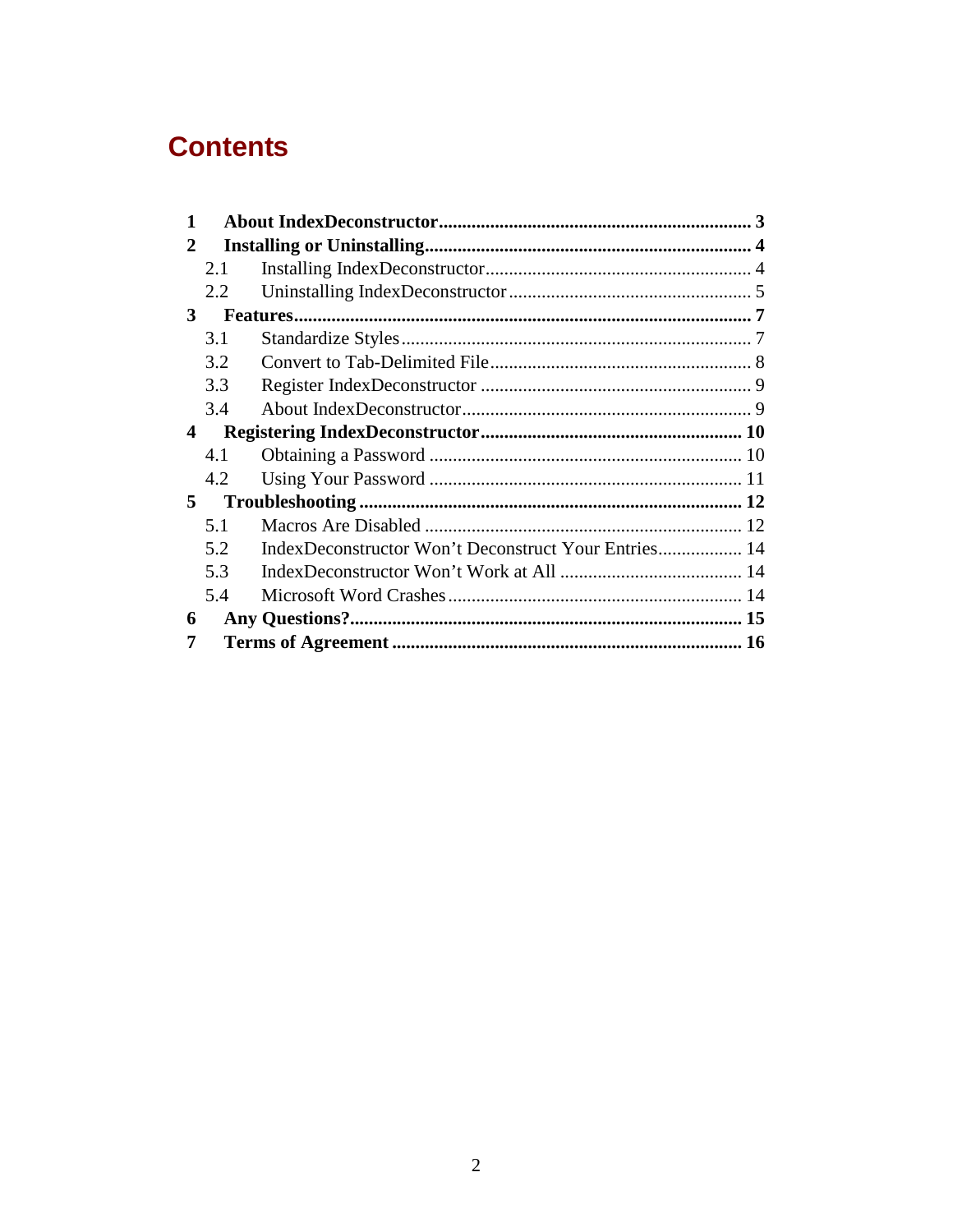# Contents

**1 About IndexDeconstructor .......... 3**

**2 Installing or Uninstalling .......... 4**

- 2.1 Installing IndexDeconstructor .......... 4
- 2.2 Uninstalling IndexDeconstructor .......... 5

**3 Features .......... 7**

- 3.1 Standardize Styles .......... 7
- 3.2 Convert to Tab-Delimited File .......... 8
- 3.3 Register IndexDeconstructor .......... 9
- 3.4 About IndexDeconstructor .......... 9

**4 Registering IndexDeconstructor .......... 10**

- 4.1 Obtaining a Password .......... 10
- 4.2 Using Your Password .......... 11

**5 Troubleshooting .......... 12**

- 5.1 Macros Are Disabled .......... 12
- 5.2 IndexDeconstructor Won't Deconstruct Your Entries .......... 14
- 5.3 IndexDeconstructor Won't Work at All .......... 14
- 5.4 Microsoft Word Crashes .......... 14

**6 Any Questions? .......... 15**

**7 Terms of Agreement .......... 16**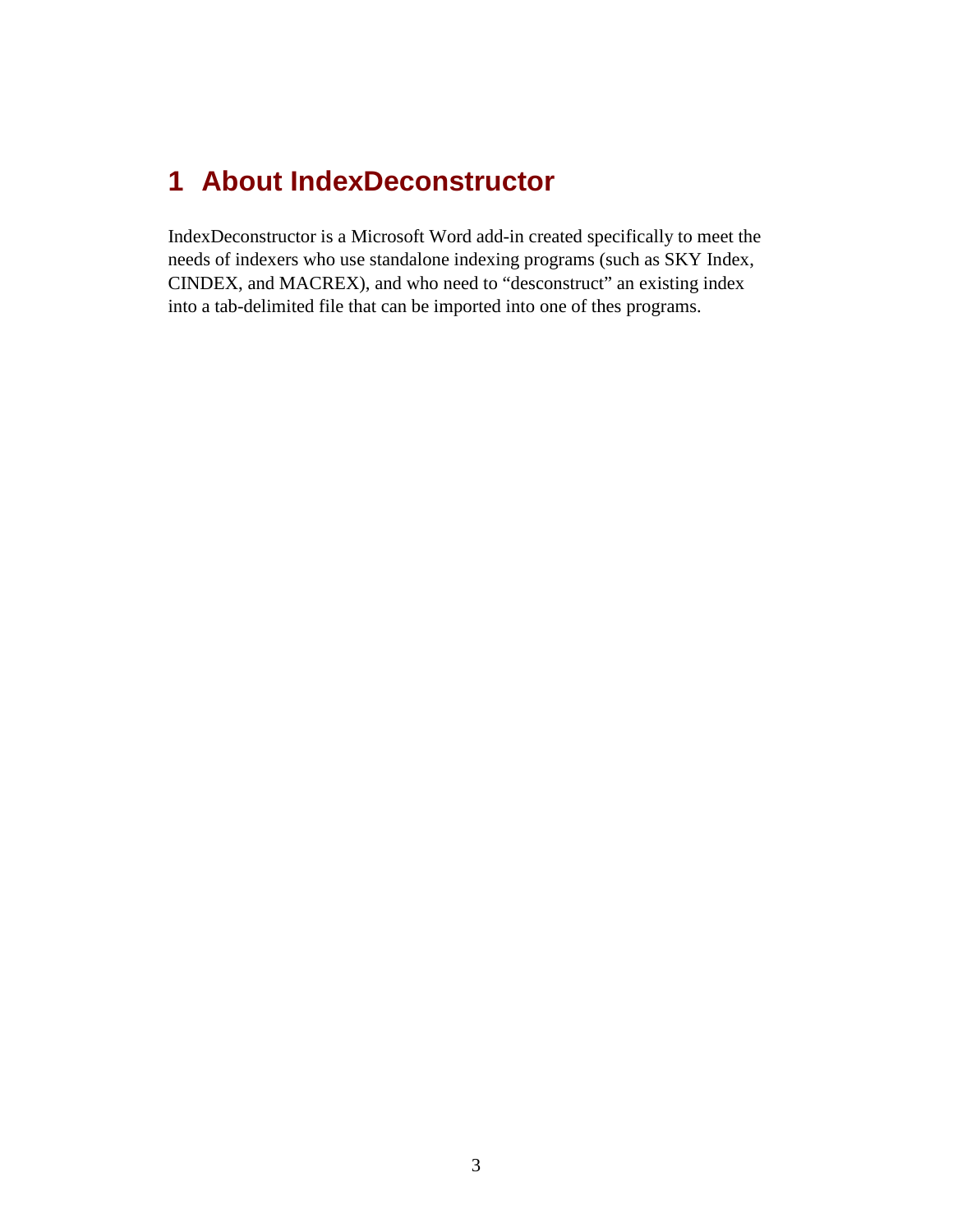# 1 About IndexDeconstructor

IndexDeconstructor is a Microsoft Word add-in created specifically to meet the needs of indexers who use standalone indexing programs (such as SKY Index, CINDEX, and MACREX), and who need to "desconstruct" an existing index into a tab-delimited file that can be imported into one of thes programs.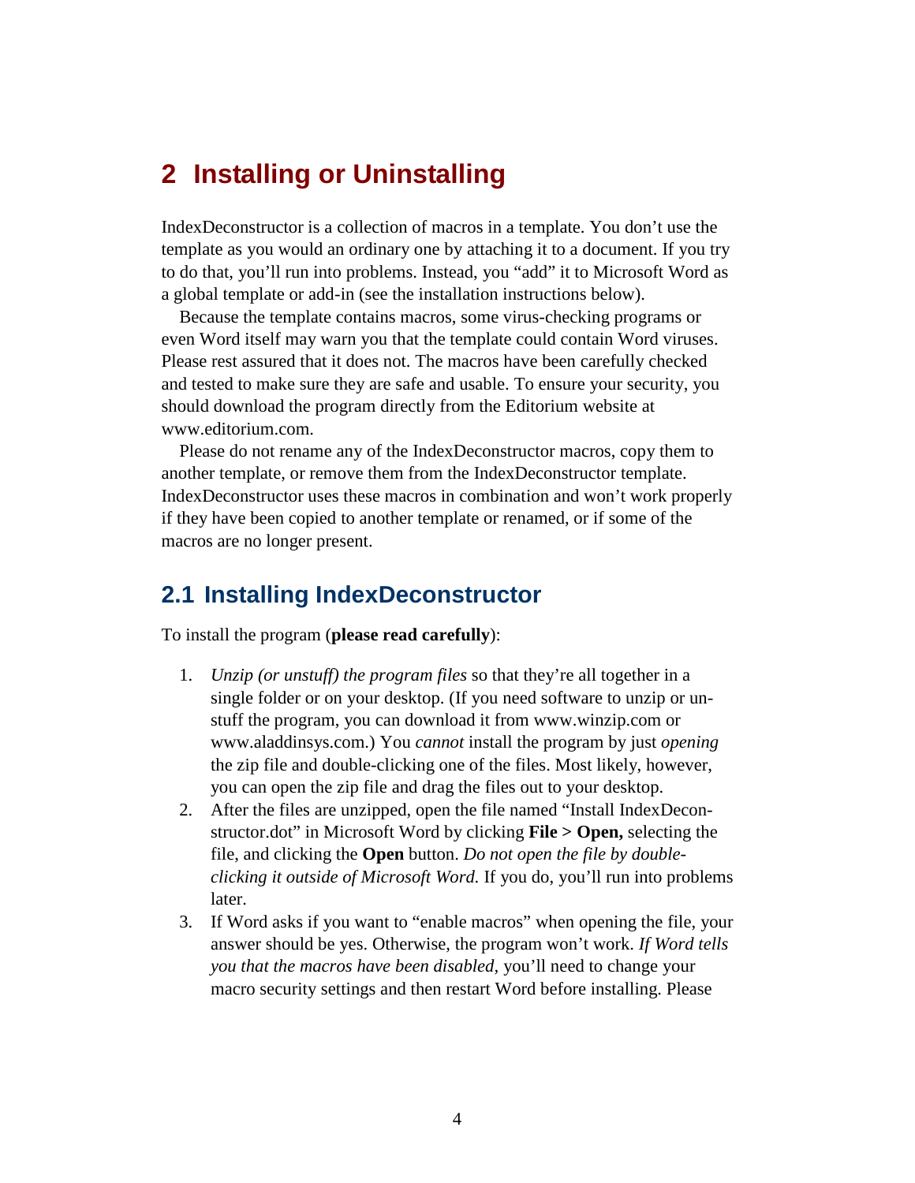# 2 Installing or Uninstalling

IndexDeconstructor is a collection of macros in a template. You don't use the template as you would an ordinary one by attaching it to a document. If you try to do that, you'll run into problems. Instead, you "add" it to Microsoft Word as a global template or add-in (see the installation instructions below).

Because the template contains macros, some virus-checking programs or even Word itself may warn you that the template could contain Word viruses. Please rest assured that it does not. The macros have been carefully checked and tested to make sure they are safe and usable. To ensure your security, you should download the program directly from the Editorium website at www.editorium.com.

Please do not rename any of the IndexDeconstructor macros, copy them to another template, or remove them from the IndexDeconstructor template. IndexDeconstructor uses these macros in combination and won't work properly if they have been copied to another template or renamed, or if some of the macros are no longer present.

## 2.1 Installing IndexDeconstructor

To install the program (**please read carefully**):

1. *Unzip (or unstuff) the program files* so that they're all together in a single folder or on your desktop. (If you need software to unzip or unstuff the program, you can download it from www.winzip.com or www.aladdinsys.com.) You *cannot* install the program by just *opening* the zip file and double-clicking one of the files. Most likely, however, you can open the zip file and drag the files out to your desktop.
2. After the files are unzipped, open the file named "Install IndexDeconstructor.dot" in Microsoft Word by clicking **File > Open,** selecting the file, and clicking the **Open** button. *Do not open the file by double-clicking it outside of Microsoft Word.* If you do, you'll run into problems later.
3. If Word asks if you want to "enable macros" when opening the file, your answer should be yes. Otherwise, the program won't work. *If Word tells you that the macros have been disabled,* you'll need to change your macro security settings and then restart Word before installing. Please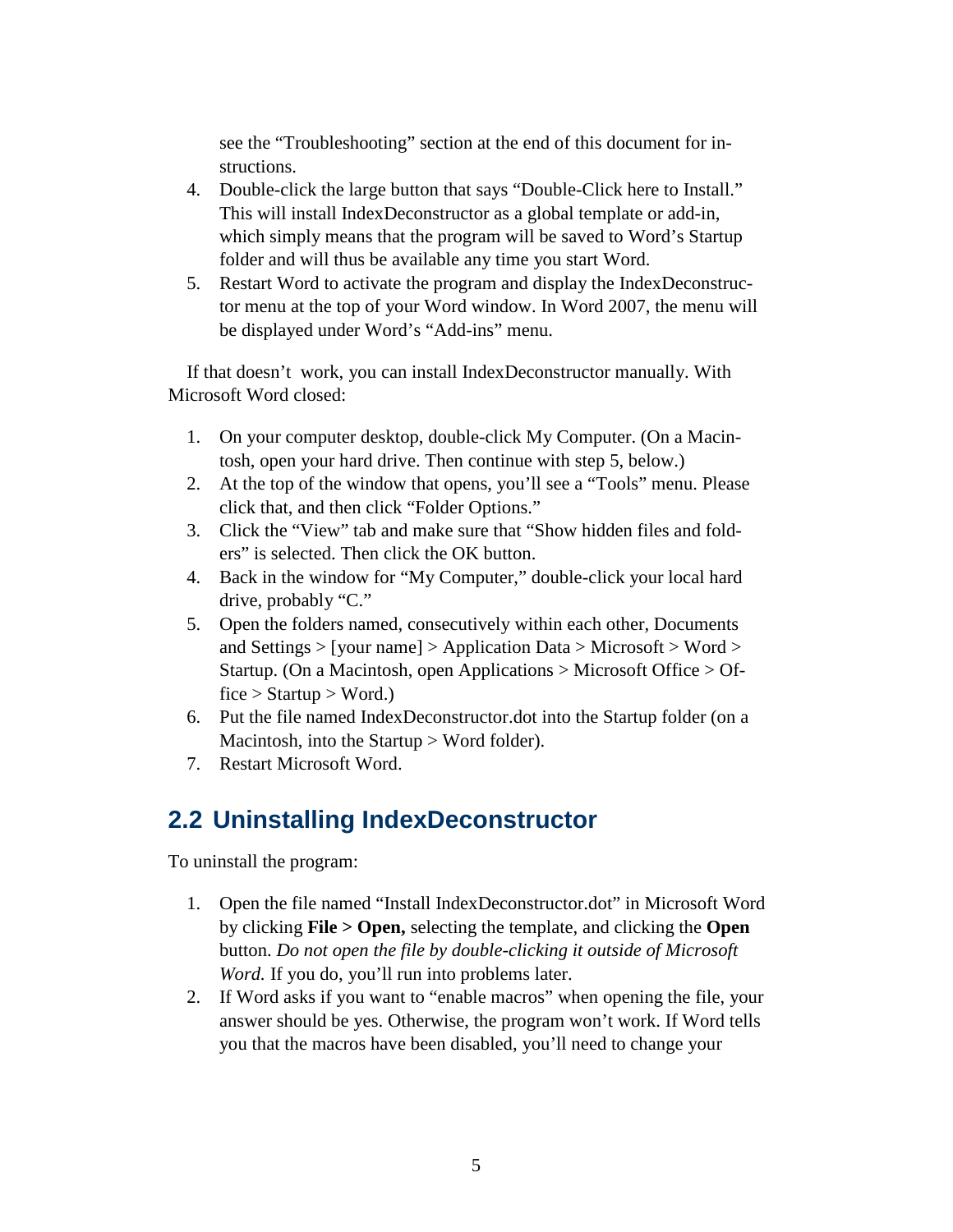see the "Troubleshooting" section at the end of this document for instructions.

4. Double-click the large button that says "Double-Click here to Install." This will install IndexDeconstructor as a global template or add-in, which simply means that the program will be saved to Word's Startup folder and will thus be available any time you start Word.
5. Restart Word to activate the program and display the IndexDeconstructor menu at the top of your Word window. In Word 2007, the menu will be displayed under Word's "Add-ins" menu.

If that doesn't work, you can install IndexDeconstructor manually. With Microsoft Word closed:

1. On your computer desktop, double-click My Computer. (On a Macintosh, open your hard drive. Then continue with step 5, below.)
2. At the top of the window that opens, you'll see a "Tools" menu. Please click that, and then click "Folder Options."
3. Click the "View" tab and make sure that "Show hidden files and folders" is selected. Then click the OK button.
4. Back in the window for "My Computer," double-click your local hard drive, probably "C."
5. Open the folders named, consecutively within each other, Documents and Settings > [your name] > Application Data > Microsoft > Word > Startup. (On a Macintosh, open Applications > Microsoft Office > Office > Startup > Word.)
6. Put the file named IndexDeconstructor.dot into the Startup folder (on a Macintosh, into the Startup > Word folder).
7. Restart Microsoft Word.

## 2.2 Uninstalling IndexDeconstructor

To uninstall the program:

1. Open the file named "Install IndexDeconstructor.dot" in Microsoft Word by clicking **File > Open,** selecting the template, and clicking the **Open** button. *Do not open the file by double-clicking it outside of Microsoft Word.* If you do, you'll run into problems later.
2. If Word asks if you want to "enable macros" when opening the file, your answer should be yes. Otherwise, the program won't work. If Word tells you that the macros have been disabled, you'll need to change your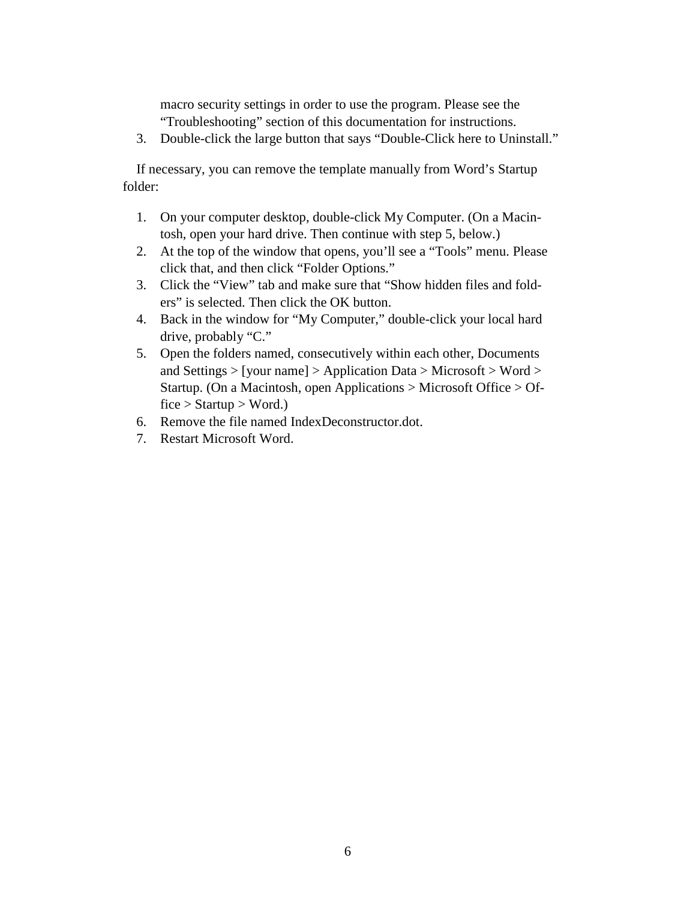macro security settings in order to use the program. Please see the "Troubleshooting" section of this documentation for instructions.

3. Double-click the large button that says "Double-Click here to Uninstall."

If necessary, you can remove the template manually from Word's Startup folder:

1. On your computer desktop, double-click My Computer. (On a Macintosh, open your hard drive. Then continue with step 5, below.)
2. At the top of the window that opens, you'll see a "Tools" menu. Please click that, and then click "Folder Options."
3. Click the "View" tab and make sure that "Show hidden files and folders" is selected. Then click the OK button.
4. Back in the window for "My Computer," double-click your local hard drive, probably "C."
5. Open the folders named, consecutively within each other, Documents and Settings > [your name] > Application Data > Microsoft > Word > Startup. (On a Macintosh, open Applications > Microsoft Office > Office > Startup > Word.)
6. Remove the file named IndexDeconstructor.dot.
7. Restart Microsoft Word.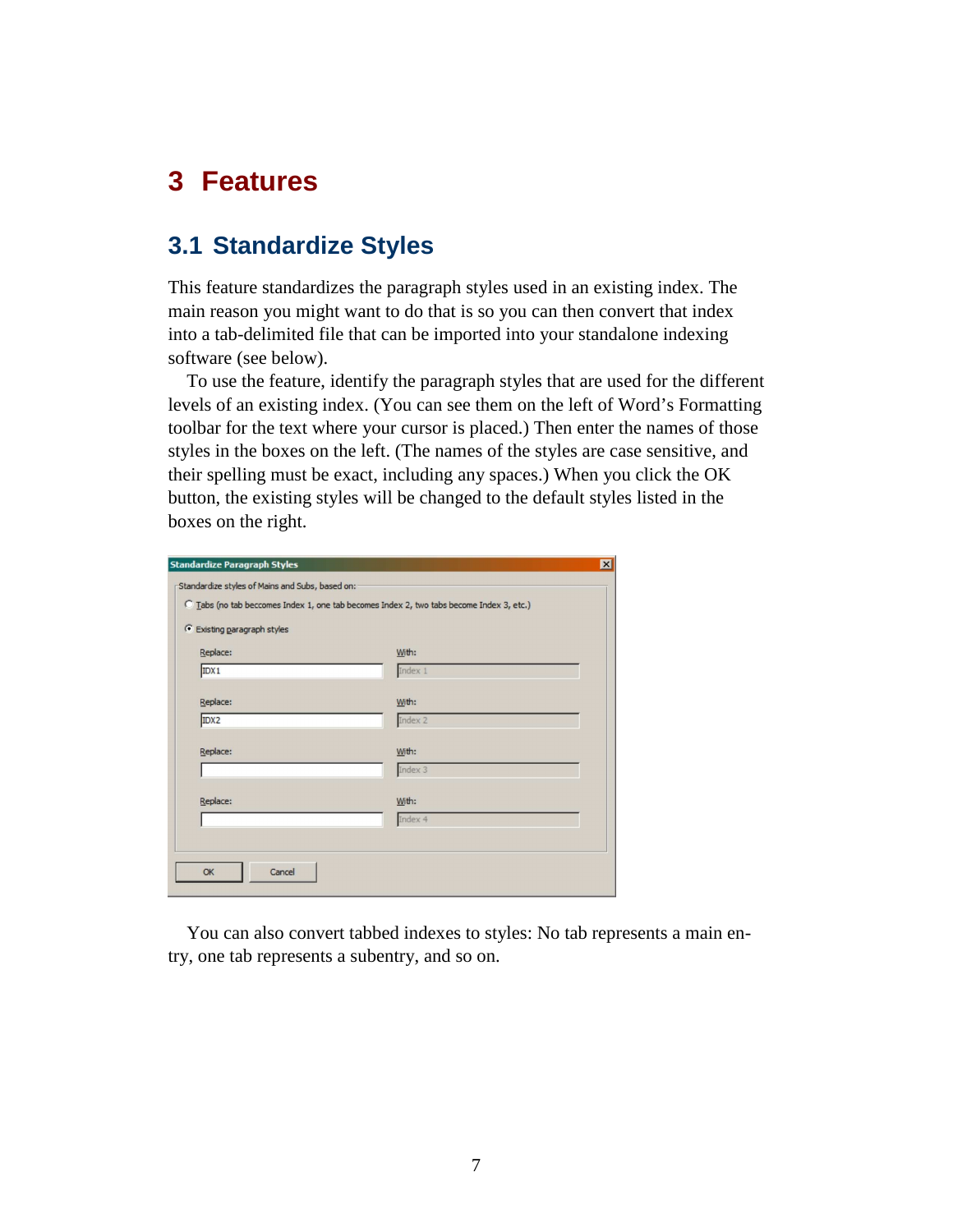# 3 Features

## 3.1 Standardize Styles

This feature standardizes the paragraph styles used in an existing index. The main reason you might want to do that is so you can then convert that index into a tab-delimited file that can be imported into your standalone indexing software (see below).

To use the feature, identify the paragraph styles that are used for the different levels of an existing index. (You can see them on the left of Word's Formatting toolbar for the text where your cursor is placed.) Then enter the names of those styles in the boxes on the left. (The names of the styles are case sensitive, and their spelling must be exact, including any spaces.) When you click the OK button, the existing styles will be changed to the default styles listed in the boxes on the right.

You can also convert tabbed indexes to styles: No tab represents a main entry, one tab represents a subentry, and so on.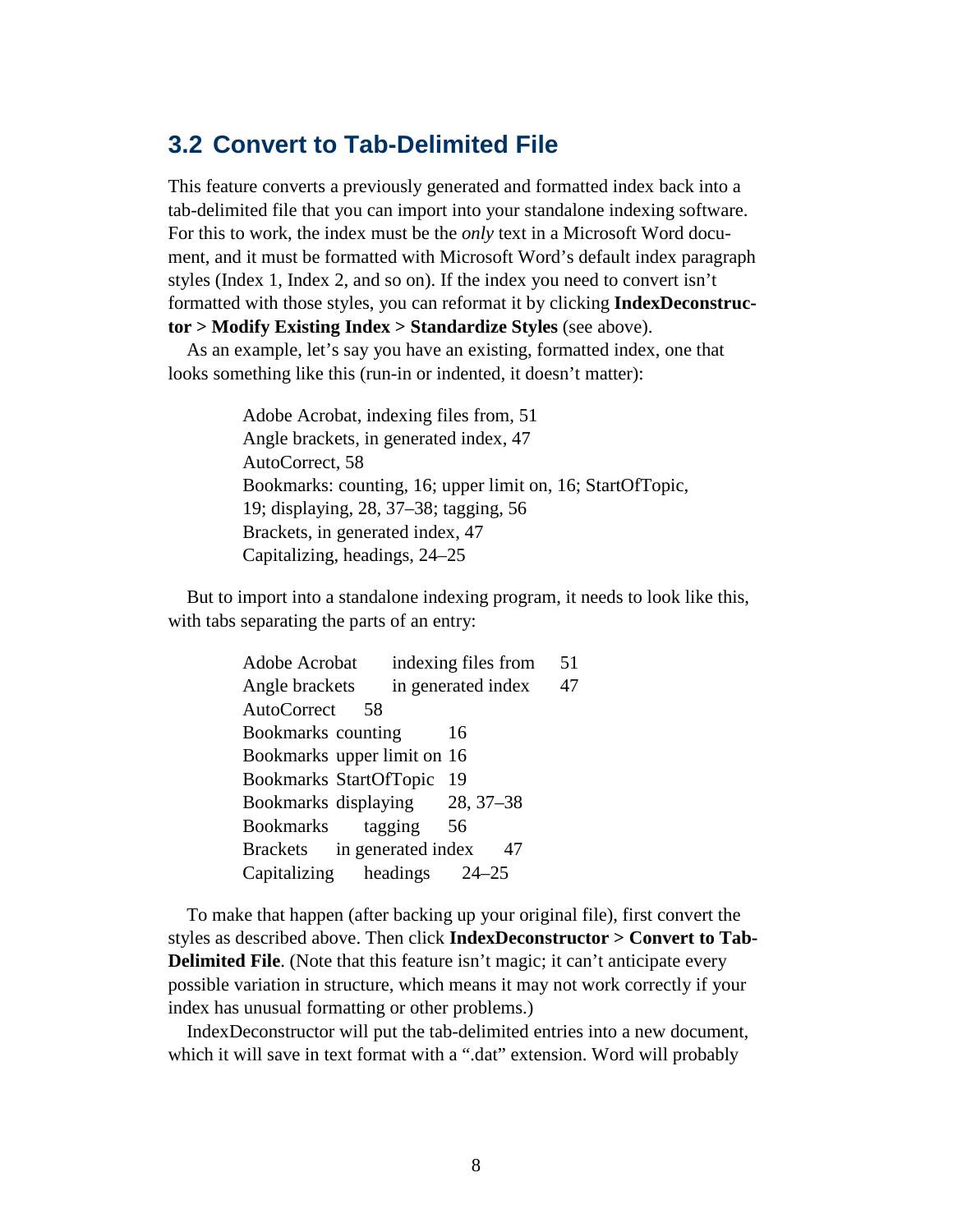## 3.2 Convert to Tab-Delimited File

This feature converts a previously generated and formatted index back into a tab-delimited file that you can import into your standalone indexing software. For this to work, the index must be the *only* text in a Microsoft Word document, and it must be formatted with Microsoft Word's default index paragraph styles (Index 1, Index 2, and so on). If the index you need to convert isn't formatted with those styles, you can reformat it by clicking **IndexDeconstructor > Modify Existing Index > Standardize Styles** (see above).

As an example, let's say you have an existing, formatted index, one that looks something like this (run-in or indented, it doesn't matter):

> Adobe Acrobat, indexing files from, 51
> Angle brackets, in generated index, 47
> AutoCorrect, 58
> Bookmarks: counting, 16; upper limit on, 16; StartOfTopic, 19; displaying, 28, 37–38; tagging, 56
> Brackets, in generated index, 47
> Capitalizing, headings, 24–25

But to import into a standalone indexing program, it needs to look like this, with tabs separating the parts of an entry:

```
Adobe Acrobat	indexing files from	51
Angle brackets	in generated index	47
AutoCorrect	58
Bookmarks	counting	16
Bookmarks	upper limit on	16
Bookmarks	StartOfTopic	19
Bookmarks	displaying	28, 37–38
Bookmarks	tagging	56
Brackets	in generated index	47
Capitalizing	headings	24–25
```

To make that happen (after backing up your original file), first convert the styles as described above. Then click **IndexDeconstructor > Convert to Tab-Delimited File**. (Note that this feature isn't magic; it can't anticipate every possible variation in structure, which means it may not work correctly if your index has unusual formatting or other problems.)

IndexDeconstructor will put the tab-delimited entries into a new document, which it will save in text format with a ".dat" extension. Word will probably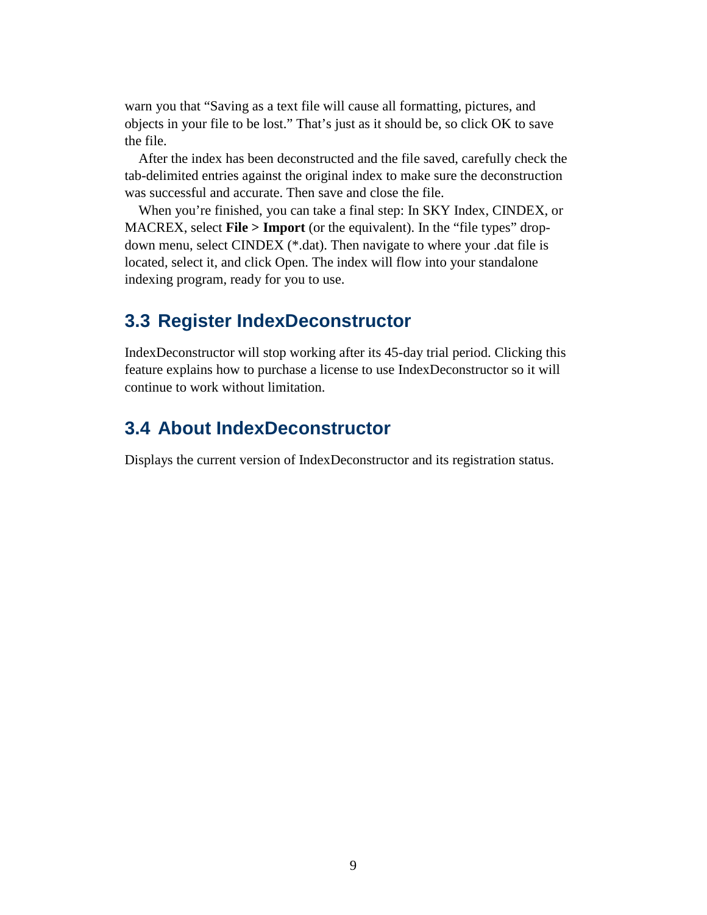warn you that “Saving as a text file will cause all formatting, pictures, and objects in your file to be lost.” That’s just as it should be, so click OK to save the file.

After the index has been deconstructed and the file saved, carefully check the tab-delimited entries against the original index to make sure the deconstruction was successful and accurate. Then save and close the file.

When you’re finished, you can take a final step: In SKY Index, CINDEX, or MACREX, select **File > Import** (or the equivalent). In the “file types” drop-down menu, select CINDEX (*.dat). Then navigate to where your .dat file is located, select it, and click Open. The index will flow into your standalone indexing program, ready for you to use.

## 3.3 Register IndexDeconstructor

IndexDeconstructor will stop working after its 45-day trial period. Clicking this feature explains how to purchase a license to use IndexDeconstructor so it will continue to work without limitation.

## 3.4 About IndexDeconstructor

Displays the current version of IndexDeconstructor and its registration status.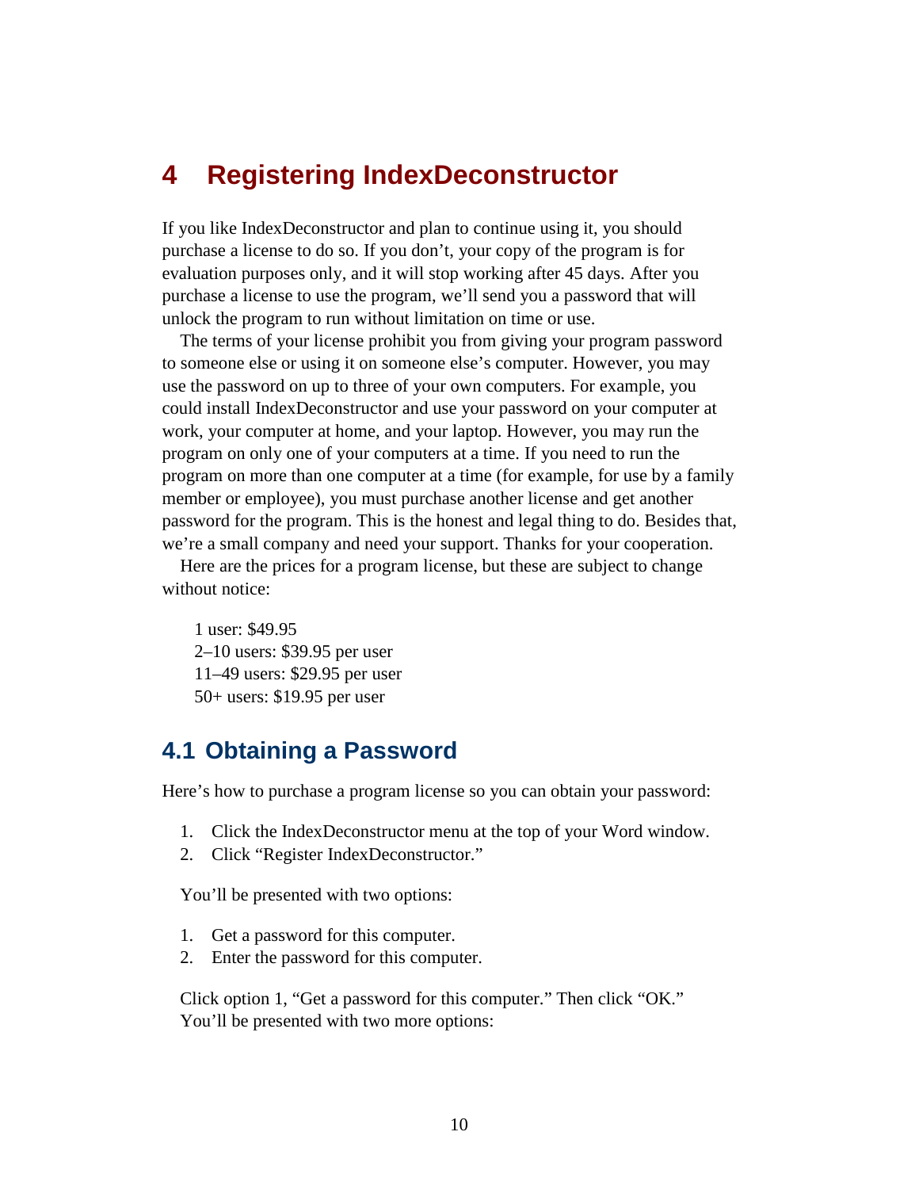# 4 Registering IndexDeconstructor

If you like IndexDeconstructor and plan to continue using it, you should purchase a license to do so. If you don't, your copy of the program is for evaluation purposes only, and it will stop working after 45 days. After you purchase a license to use the program, we'll send you a password that will unlock the program to run without limitation on time or use.

The terms of your license prohibit you from giving your program password to someone else or using it on someone else's computer. However, you may use the password on up to three of your own computers. For example, you could install IndexDeconstructor and use your password on your computer at work, your computer at home, and your laptop. However, you may run the program on only one of your computers at a time. If you need to run the program on more than one computer at a time (for example, for use by a family member or employee), you must purchase another license and get another password for the program. This is the honest and legal thing to do. Besides that, we're a small company and need your support. Thanks for your cooperation.

Here are the prices for a program license, but these are subject to change without notice:

1 user: $49.95
2–10 users: $39.95 per user
11–49 users: $29.95 per user
50+ users: $19.95 per user

## 4.1 Obtaining a Password

Here's how to purchase a program license so you can obtain your password:

1. Click the IndexDeconstructor menu at the top of your Word window.
2. Click "Register IndexDeconstructor."

You'll be presented with two options:

1. Get a password for this computer.
2. Enter the password for this computer.

Click option 1, "Get a password for this computer." Then click "OK." You'll be presented with two more options: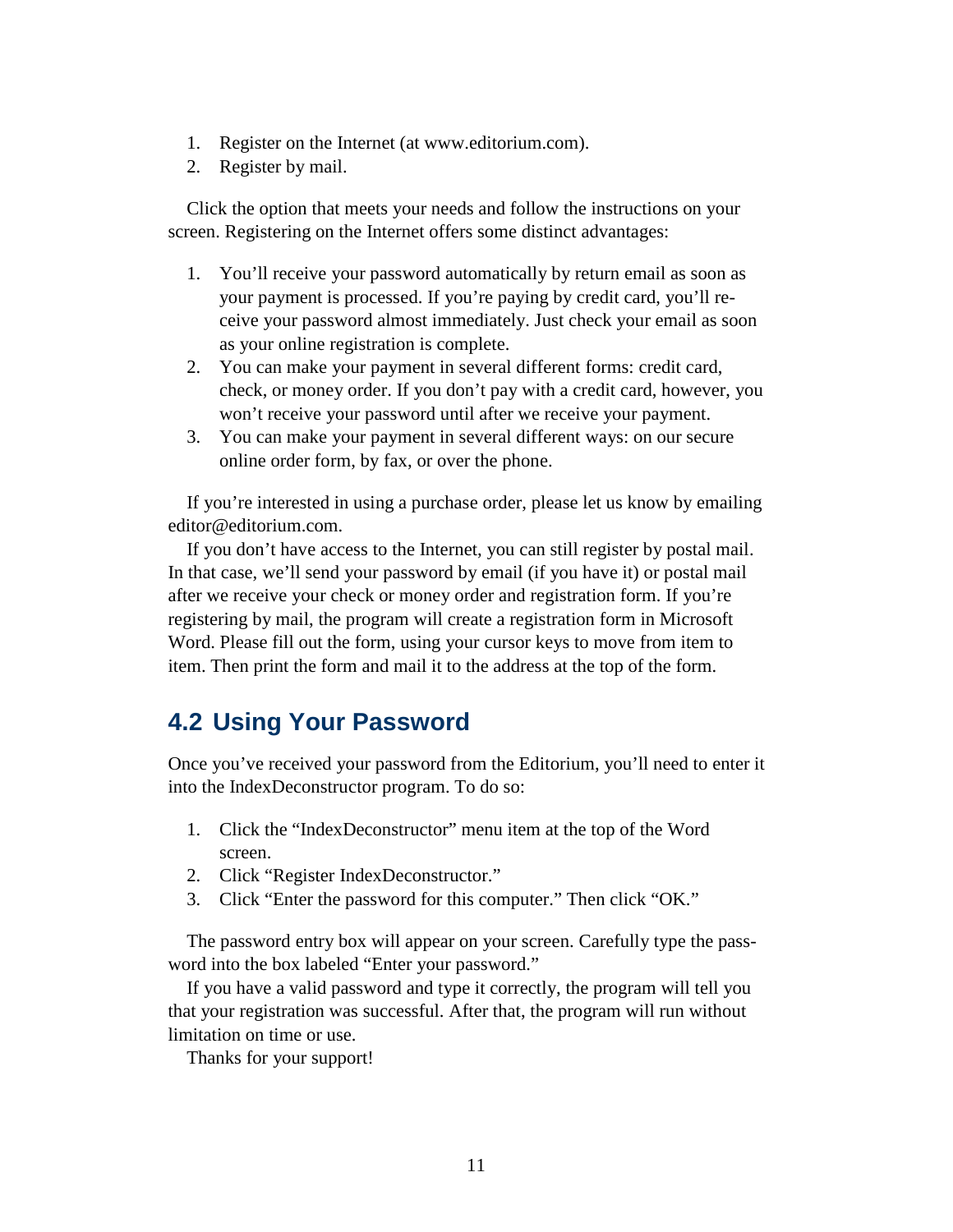1. Register on the Internet (at www.editorium.com).
2. Register by mail.

Click the option that meets your needs and follow the instructions on your screen. Registering on the Internet offers some distinct advantages:

1. You'll receive your password automatically by return email as soon as your payment is processed. If you're paying by credit card, you'll receive your password almost immediately. Just check your email as soon as your online registration is complete.
2. You can make your payment in several different forms: credit card, check, or money order. If you don't pay with a credit card, however, you won't receive your password until after we receive your payment.
3. You can make your payment in several different ways: on our secure online order form, by fax, or over the phone.

If you're interested in using a purchase order, please let us know by emailing editor@editorium.com.

If you don't have access to the Internet, you can still register by postal mail. In that case, we'll send your password by email (if you have it) or postal mail after we receive your check or money order and registration form. If you're registering by mail, the program will create a registration form in Microsoft Word. Please fill out the form, using your cursor keys to move from item to item. Then print the form and mail it to the address at the top of the form.

## 4.2 Using Your Password

Once you've received your password from the Editorium, you'll need to enter it into the IndexDeconstructor program. To do so:

1. Click the "IndexDeconstructor" menu item at the top of the Word screen.
2. Click "Register IndexDeconstructor."
3. Click "Enter the password for this computer." Then click "OK."

The password entry box will appear on your screen. Carefully type the password into the box labeled "Enter your password."

If you have a valid password and type it correctly, the program will tell you that your registration was successful. After that, the program will run without limitation on time or use.

Thanks for your support!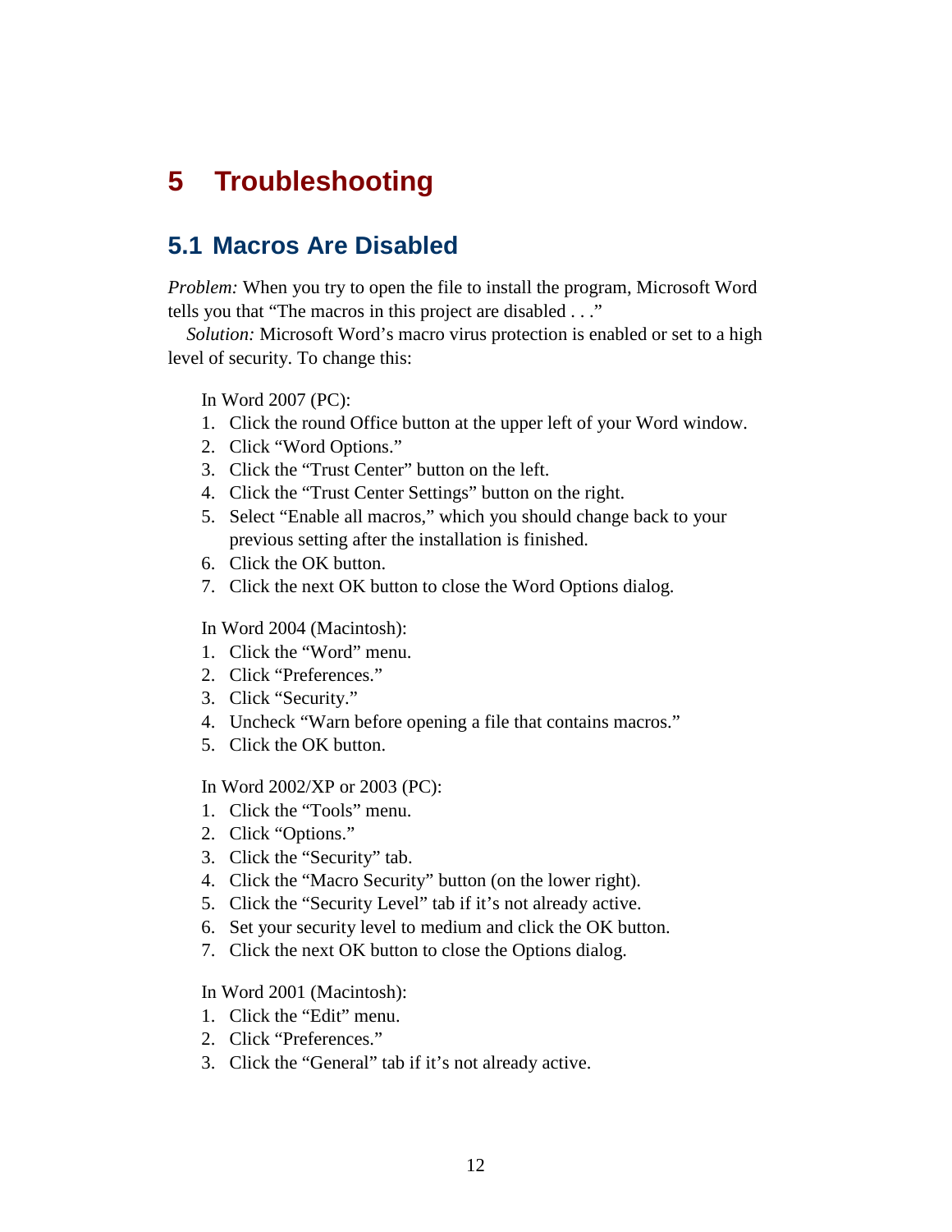# 5 Troubleshooting

## 5.1 Macros Are Disabled

*Problem:* When you try to open the file to install the program, Microsoft Word tells you that “The macros in this project are disabled . . .”

*Solution:* Microsoft Word’s macro virus protection is enabled or set to a high level of security. To change this:

In Word 2007 (PC):

1. Click the round Office button at the upper left of your Word window.
2. Click “Word Options.”
3. Click the “Trust Center” button on the left.
4. Click the “Trust Center Settings” button on the right.
5. Select “Enable all macros,” which you should change back to your previous setting after the installation is finished.
6. Click the OK button.
7. Click the next OK button to close the Word Options dialog.

In Word 2004 (Macintosh):

1. Click the “Word” menu.
2. Click “Preferences.”
3. Click “Security.”
4. Uncheck “Warn before opening a file that contains macros.”
5. Click the OK button.

In Word 2002/XP or 2003 (PC):

1. Click the “Tools” menu.
2. Click “Options.”
3. Click the “Security” tab.
4. Click the “Macro Security” button (on the lower right).
5. Click the “Security Level” tab if it’s not already active.
6. Set your security level to medium and click the OK button.
7. Click the next OK button to close the Options dialog.

In Word 2001 (Macintosh):

1. Click the “Edit” menu.
2. Click “Preferences.”
3. Click the “General” tab if it’s not already active.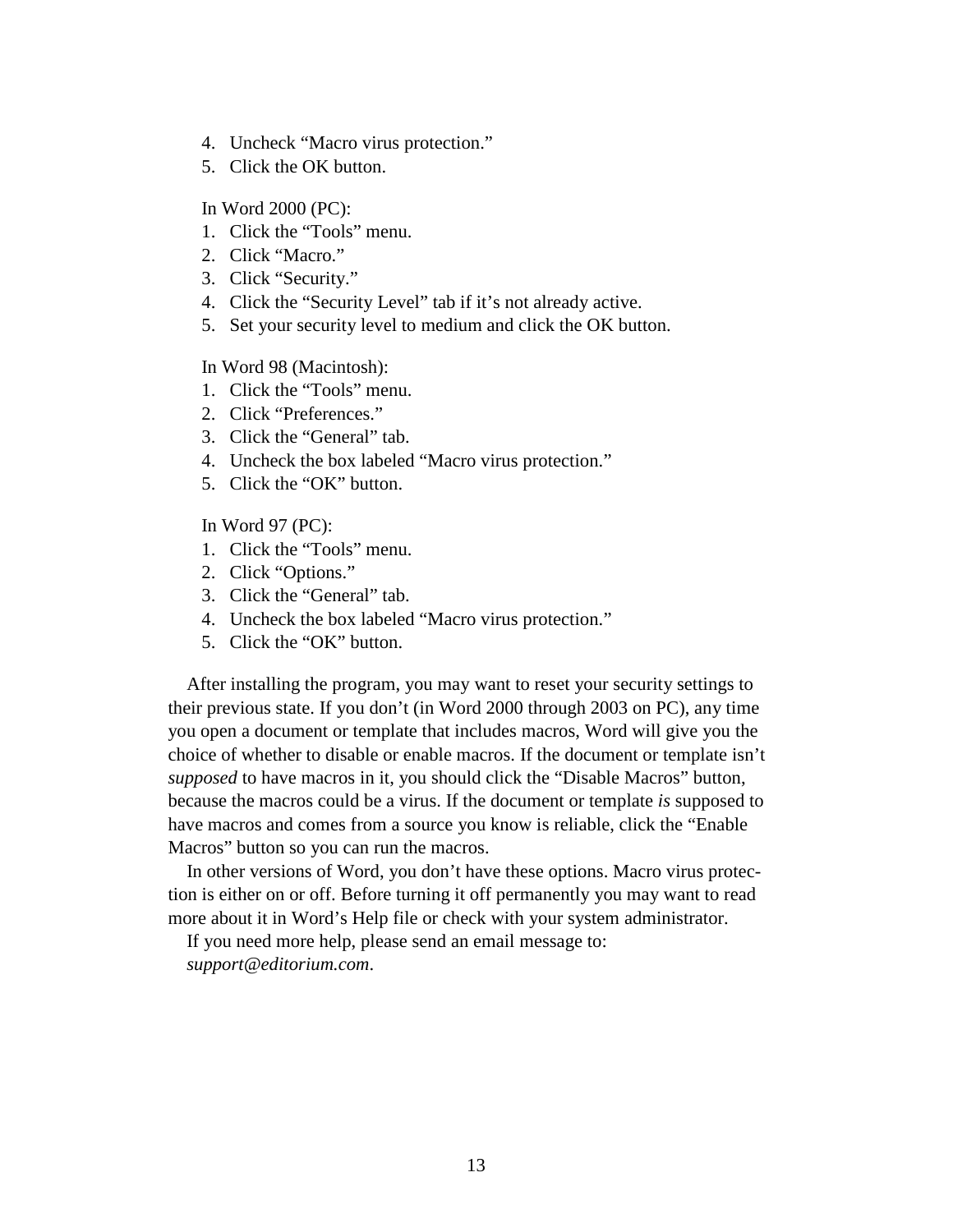4. Uncheck “Macro virus protection.”
5. Click the OK button.

In Word 2000 (PC):

1. Click the “Tools” menu.
2. Click “Macro.”
3. Click “Security.”
4. Click the “Security Level” tab if it’s not already active.
5. Set your security level to medium and click the OK button.

In Word 98 (Macintosh):

1. Click the “Tools” menu.
2. Click “Preferences.”
3. Click the “General” tab.
4. Uncheck the box labeled “Macro virus protection.”
5. Click the “OK” button.

In Word 97 (PC):

1. Click the “Tools” menu.
2. Click “Options.”
3. Click the “General” tab.
4. Uncheck the box labeled “Macro virus protection.”
5. Click the “OK” button.

After installing the program, you may want to reset your security settings to their previous state. If you don’t (in Word 2000 through 2003 on PC), any time you open a document or template that includes macros, Word will give you the choice of whether to disable or enable macros. If the document or template isn’t *supposed* to have macros in it, you should click the “Disable Macros” button, because the macros could be a virus. If the document or template *is* supposed to have macros and comes from a source you know is reliable, click the “Enable Macros” button so you can run the macros.

In other versions of Word, you don’t have these options. Macro virus protection is either on or off. Before turning it off permanently you may want to read more about it in Word’s Help file or check with your system administrator.

If you need more help, please send an email message to: *support@editorium.com*.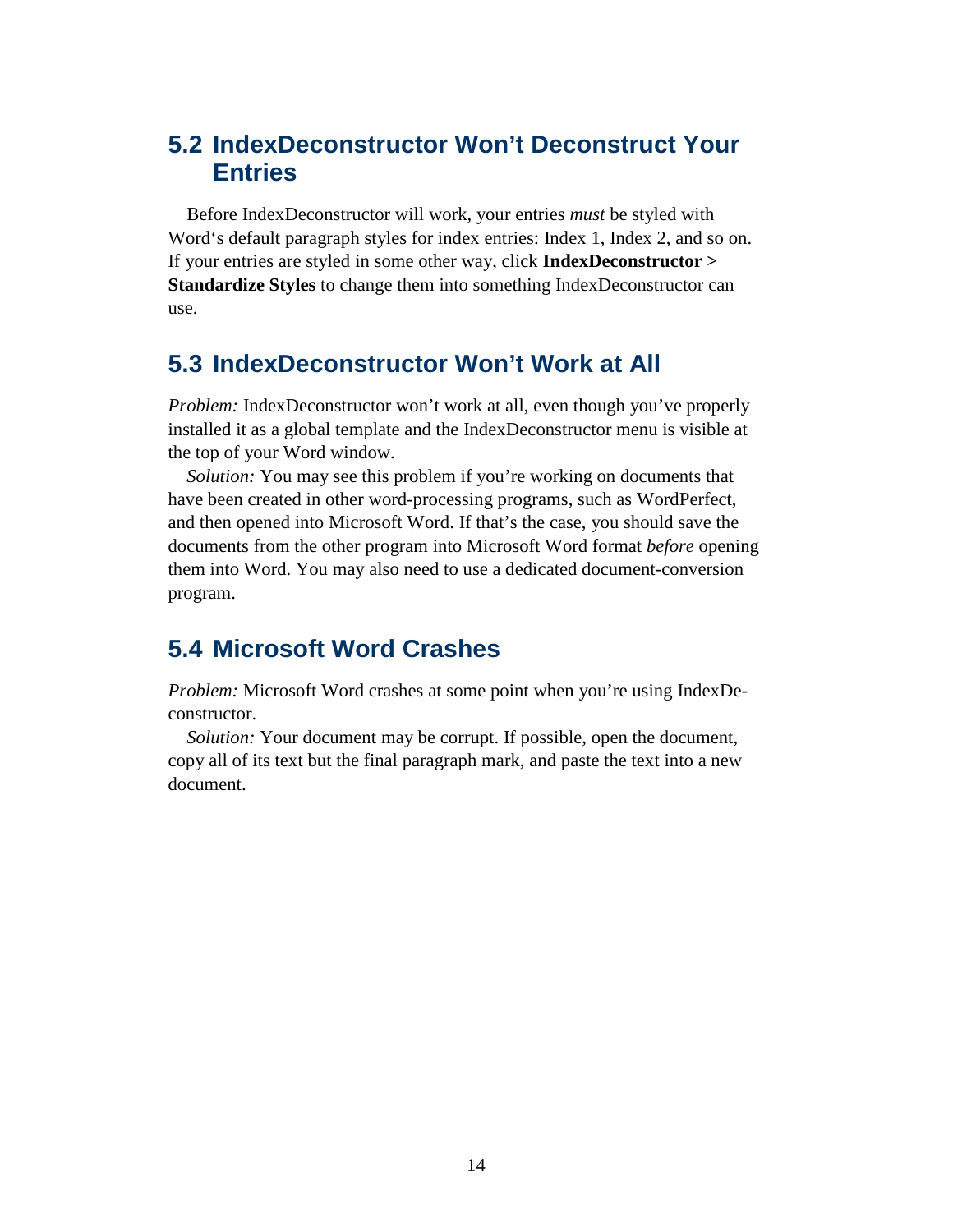## 5.2 IndexDeconstructor Won't Deconstruct Your Entries

Before IndexDeconstructor will work, your entries *must* be styled with Word's default paragraph styles for index entries: Index 1, Index 2, and so on. If your entries are styled in some other way, click **IndexDeconstructor > Standardize Styles** to change them into something IndexDeconstructor can use.

## 5.3 IndexDeconstructor Won't Work at All

*Problem:* IndexDeconstructor won't work at all, even though you've properly installed it as a global template and the IndexDeconstructor menu is visible at the top of your Word window.

*Solution:* You may see this problem if you're working on documents that have been created in other word-processing programs, such as WordPerfect, and then opened into Microsoft Word. If that's the case, you should save the documents from the other program into Microsoft Word format *before* opening them into Word. You may also need to use a dedicated document-conversion program.

## 5.4 Microsoft Word Crashes

*Problem:* Microsoft Word crashes at some point when you're using IndexDeconstructor.

*Solution:* Your document may be corrupt. If possible, open the document, copy all of its text but the final paragraph mark, and paste the text into a new document.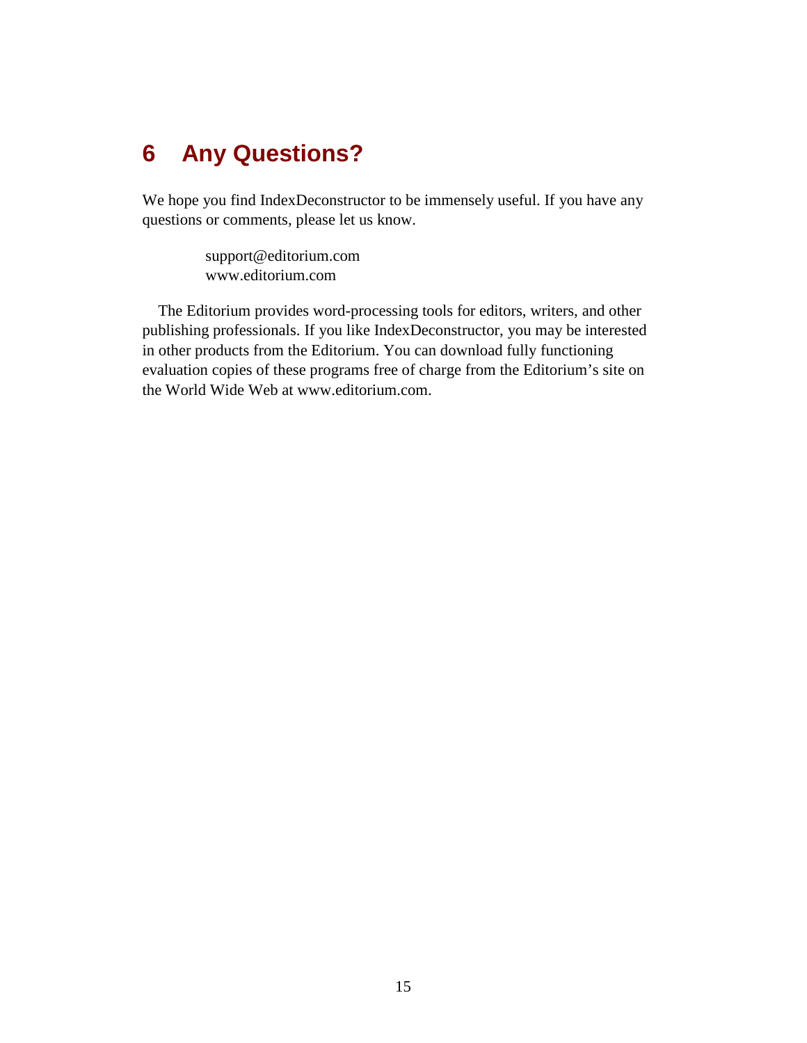# 6 Any Questions?

We hope you find IndexDeconstructor to be immensely useful. If you have any questions or comments, please let us know.

> support@editorium.com
> www.editorium.com

The Editorium provides word-processing tools for editors, writers, and other publishing professionals. If you like IndexDeconstructor, you may be interested in other products from the Editorium. You can download fully functioning evaluation copies of these programs free of charge from the Editorium's site on the World Wide Web at www.editorium.com.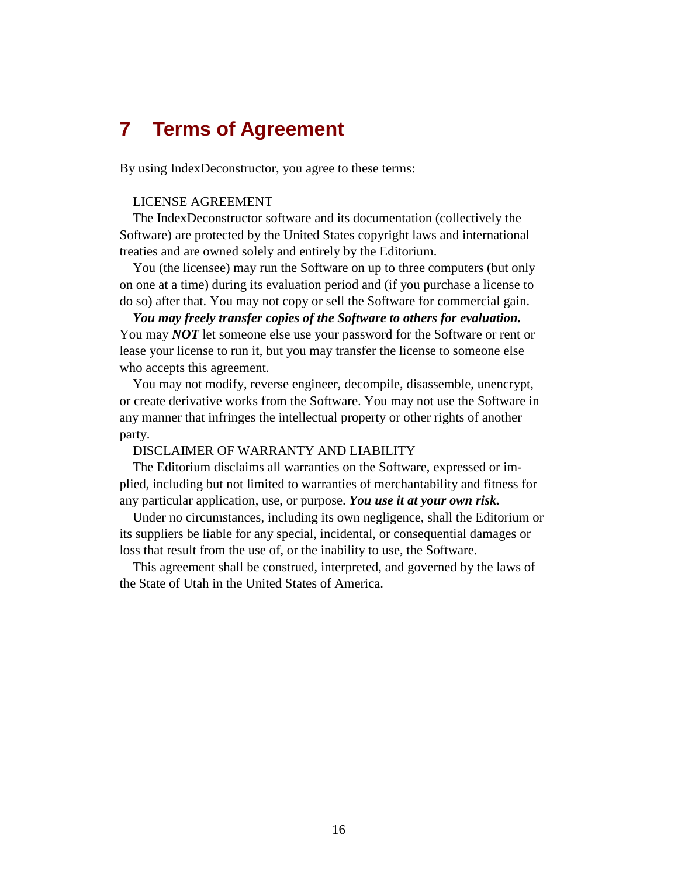# 7 Terms of Agreement

By using IndexDeconstructor, you agree to these terms:

LICENSE AGREEMENT

The IndexDeconstructor software and its documentation (collectively the Software) are protected by the United States copyright laws and international treaties and are owned solely and entirely by the Editorium.

You (the licensee) may run the Software on up to three computers (but only on one at a time) during its evaluation period and (if you purchase a license to do so) after that. You may not copy or sell the Software for commercial gain.

***You may freely transfer copies of the Software to others for evaluation.*** You may ***NOT*** let someone else use your password for the Software or rent or lease your license to run it, but you may transfer the license to someone else who accepts this agreement.

You may not modify, reverse engineer, decompile, disassemble, unencrypt, or create derivative works from the Software. You may not use the Software in any manner that infringes the intellectual property or other rights of another party.

DISCLAIMER OF WARRANTY AND LIABILITY

The Editorium disclaims all warranties on the Software, expressed or implied, including but not limited to warranties of merchantability and fitness for any particular application, use, or purpose. ***You use it at your own risk.***

Under no circumstances, including its own negligence, shall the Editorium or its suppliers be liable for any special, incidental, or consequential damages or loss that result from the use of, or the inability to use, the Software.

This agreement shall be construed, interpreted, and governed by the laws of the State of Utah in the United States of America.